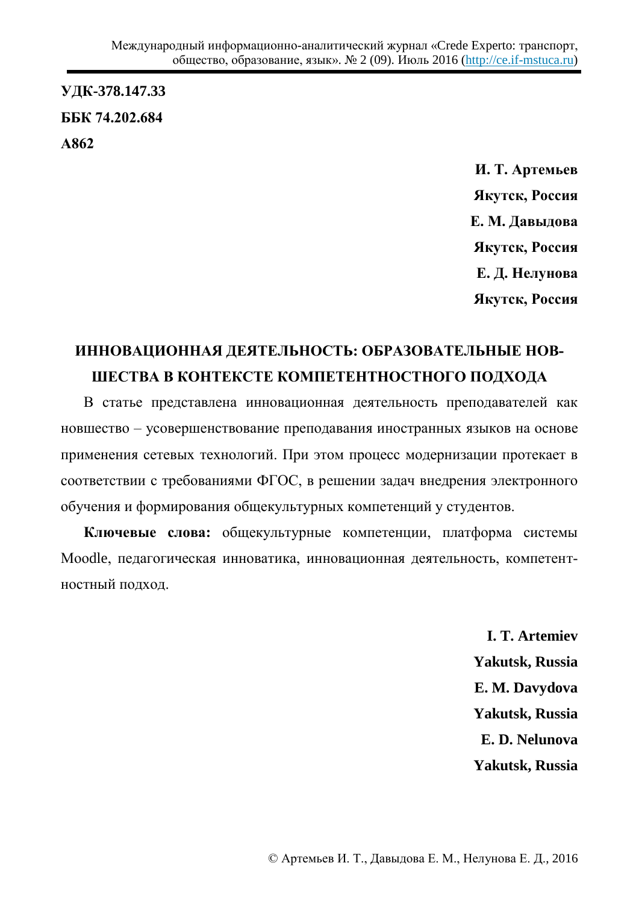**УДК-378.147.33**

**ББК 74.202.684**

**А862**

**И. Т. Артемьев**

**Якутск, Россия**

**Е. М. Давыдова**

**Якутск, Россия**

**Е. Д. Нелунова**

**Якутск, Россия**

# ИННОВАЦИОННАЯ ДЕЯТЕЛЬНОСТЬ: ОБРАЗОВАТЕЛЬНЫЕ НОВШЕСТВА В КОНТЕКСТЕ КОМПЕТЕНТНОСТНОГО ПОДХОДА

В статье представлена инновационная деятельность преподавателей как новшество – усовершенствование преподавания иностранных языков на основе применения сетевых технологий. При этом процесс модернизации протекает в соответствии с требованиями ФГОС, в решении задач внедрения электронного обучения и формирования общекультурных компетенций у студентов.

**Ключевые слова:** общекультурные компетенции, платформа системы Moodle, педагогическая инноватика, инновационная деятельность, компетентностный подход.

**I. T. Artemiev**

**Yakutsk, Russia**

**E. M. Davydova**

**Yakutsk, Russia**

**E. D. Nelunova**

**Yakutsk, Russia**

© Артемьев И. Т., Давыдова Е. М., Нелунова Е. Д., 2016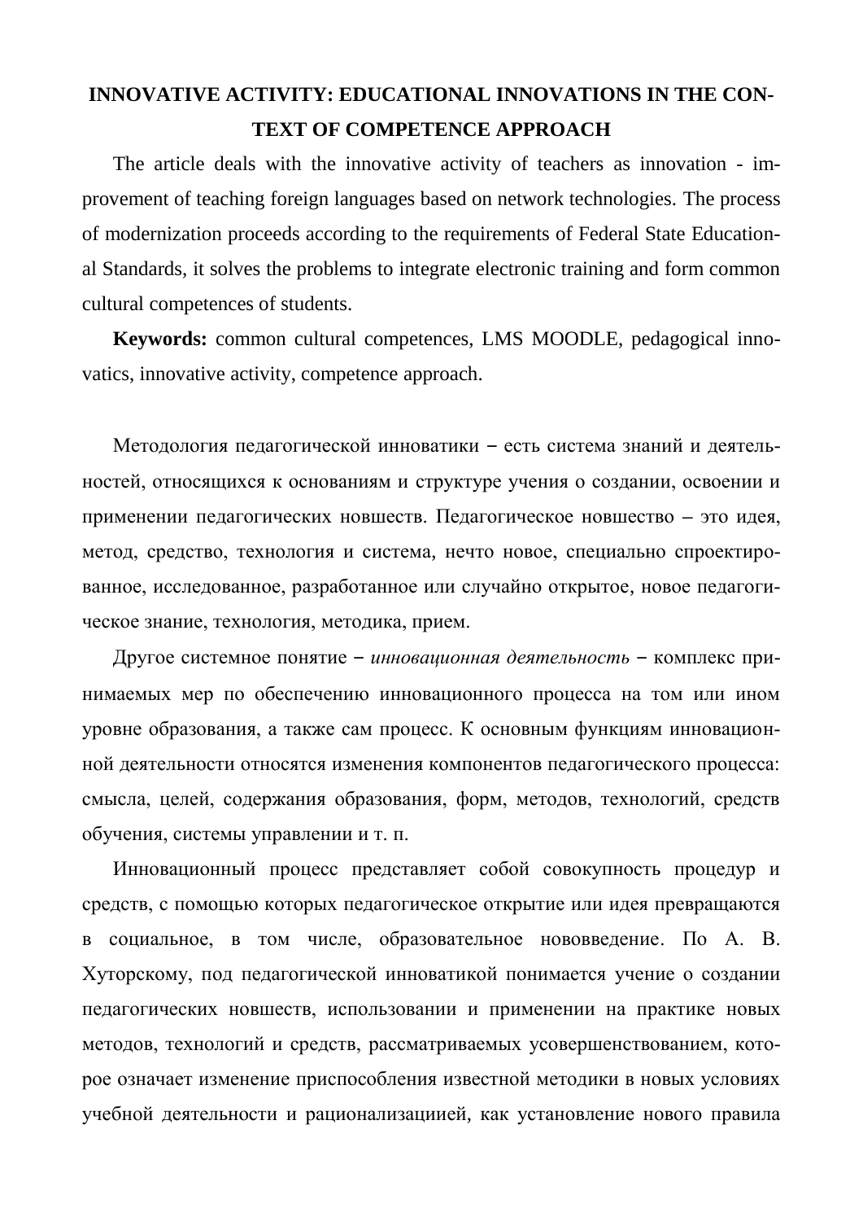## INNOVATIVE ACTIVITY: EDUCATIONAL INNOVATIONS IN THE CONTEXT OF COMPETENCE APPROACH

The article deals with the innovative activity of teachers as innovation - improvement of teaching foreign languages based on network technologies. The process of modernization proceeds according to the requirements of Federal State Educational Standards, it solves the problems to integrate electronic training and form common cultural competences of students.

**Keywords:** common cultural competences, LMS MOODLE, pedagogical innovatics, innovative activity, competence approach.

Методология педагогической инноватики – есть система знаний и деятельностей, относящихся к основаниям и структуре учения о создании, освоении и применении педагогических новшеств. Педагогическое новшество – это идея, метод, средство, технология и система, нечто новое, специально спроектированное, исследованное, разработанное или случайно открытое, новое педагогическое знание, технология, методика, прием.

Другое системное понятие – *инновационная деятельность* – комплекс принимаемых мер по обеспечению инновационного процесса на том или ином уровне образования, а также сам процесс. К основным функциям инновационной деятельности относятся изменения компонентов педагогического процесса: смысла, целей, содержания образования, форм, методов, технологий, средств обучения, системы управлении и т. п.

Инновационный процесс представляет собой совокупность процедур и средств, с помощью которых педагогическое открытие или идея превращаются в социальное, в том числе, образовательное нововведение. По А. В. Хуторскому, под педагогической инноватикой понимается учение о создании педагогических новшеств, использовании и применении на практике новых методов, технологий и средств, рассматриваемых усовершенствованием, которое означает изменение приспособления известной методики в новых условиях учебной деятельности и рационализациией, как установление нового правила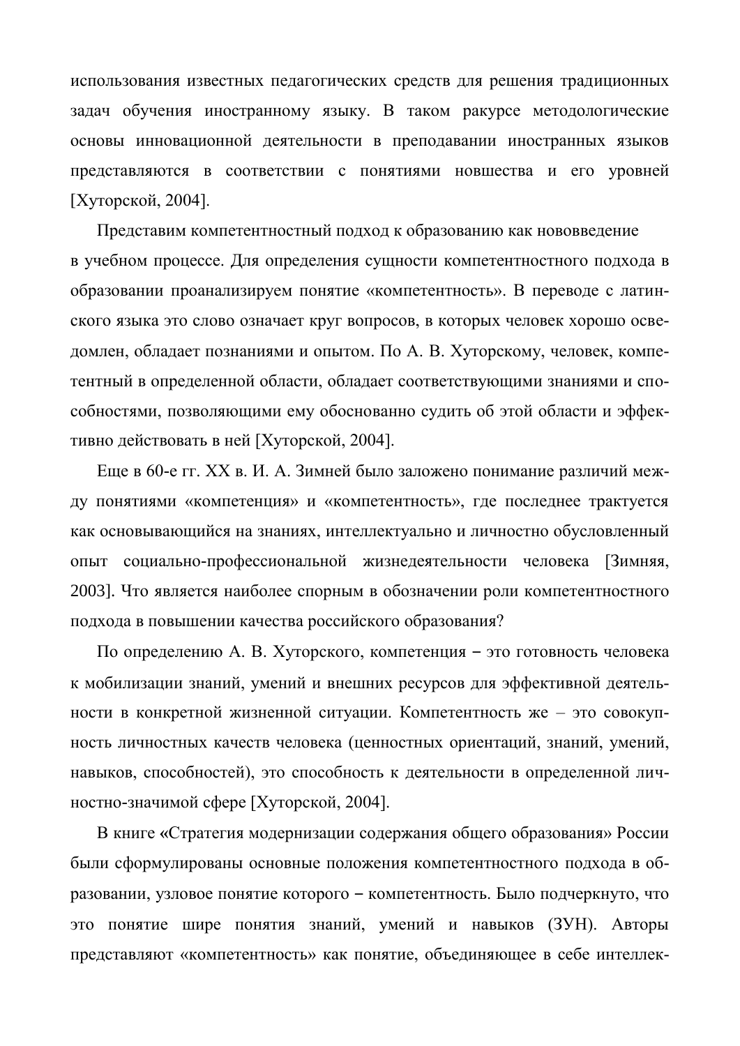использования известных педагогических средств для решения традиционных задач обучения иностранному языку. В таком ракурсе методологические основы инновационной деятельности в преподавании иностранных языков представляются в соответствии с понятиями новшества и его уровней [Хуторской, 2004].

Представим компетентностный подход к образованию как нововведение в учебном процессе. Для определения сущности компетентностного подхода в образовании проанализируем понятие «компетентность». В переводе с латинского языка это слово означает круг вопросов, в которых человек хорошо осведомлен, обладает познаниями и опытом. По А. В. Хуторскому, человек, компетентный в определенной области, обладает соответствующими знаниями и способностями, позволяющими ему обоснованно судить об этой области и эффективно действовать в ней [Хуторской, 2004].

Еще в 60-е гг. XX в. И. А. Зимней было заложено понимание различий между понятиями «компетенция» и «компетентность», где последнее трактуется как основывающийся на знаниях, интеллектуально и личностно обусловленный опыт социально-профессиональной жизнедеятельности человека [Зимняя, 2003]. Что является наиболее спорным в обозначении роли компетентностного подхода в повышении качества российского образования?

По определению А. В. Хуторского, компетенция – это готовность человека к мобилизации знаний, умений и внешних ресурсов для эффективной деятельности в конкретной жизненной ситуации. Компетентность же – это совокупность личностных качеств человека (ценностных ориентаций, знаний, умений, навыков, способностей), это способность к деятельности в определенной личностно-значимой сфере [Хуторской, 2004].

В книге «Стратегия модернизации содержания общего образования» России были сформулированы основные положения компетентностного подхода в образовании, узловое понятие которого – компетентность. Было подчеркнуто, что это понятие шире понятия знаний, умений и навыков (ЗУН). Авторы представляют «компетентность» как понятие, объединяющее в себе интеллек-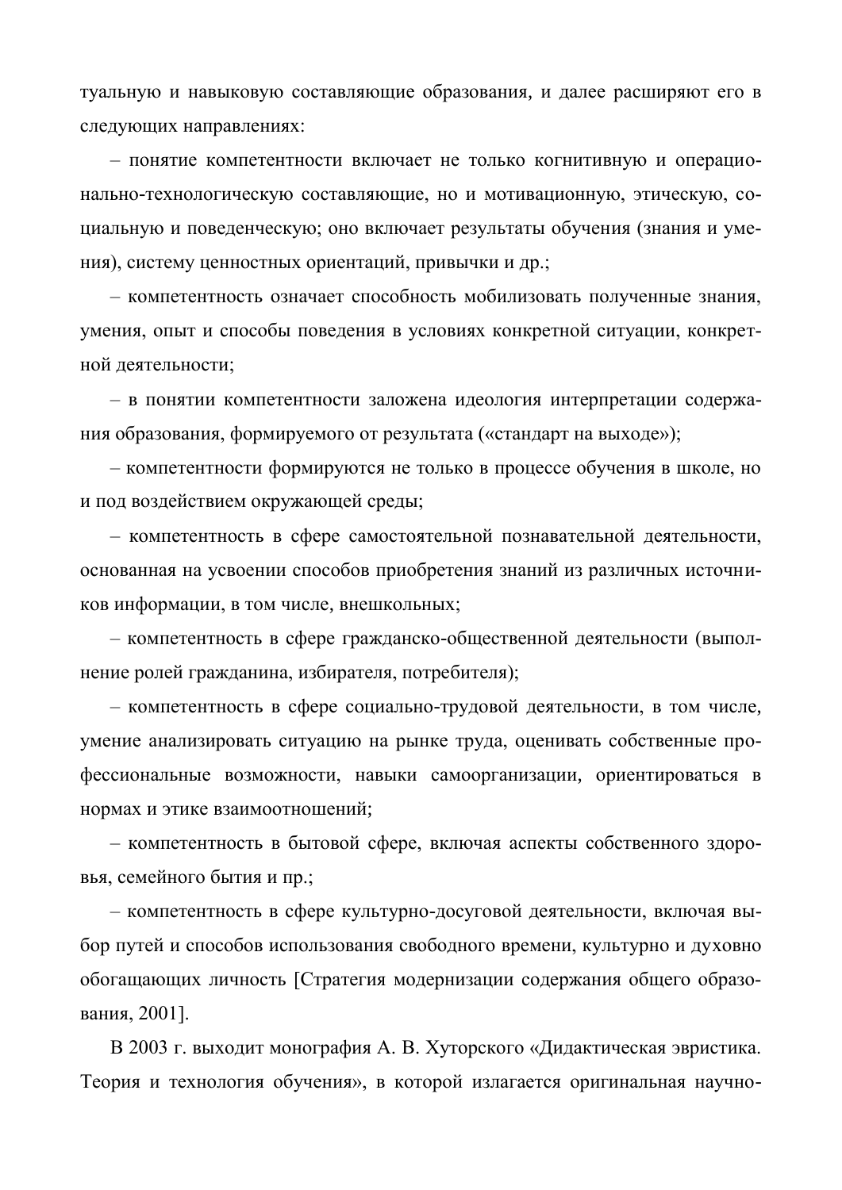туальную и навыковую составляющие образования, и далее расширяют его в следующих направлениях:

– понятие компетентности включает не только когнитивную и операционально-технологическую составляющие, но и мотивационную, этическую, социальную и поведенческую; оно включает результаты обучения (знания и умения), систему ценностных ориентаций, привычки и др.;

– компетентность означает способность мобилизовать полученные знания, умения, опыт и способы поведения в условиях конкретной ситуации, конкретной деятельности;

– в понятии компетентности заложена идеология интерпретации содержания образования, формируемого от результата («стандарт на выходе»);

– компетентности формируются не только в процессе обучения в школе, но и под воздействием окружающей среды;

– компетентность в сфере самостоятельной познавательной деятельности, основанная на усвоении способов приобретения знаний из различных источников информации, в том числе, внешкольных;

– компетентность в сфере гражданско-общественной деятельности (выполнение ролей гражданина, избирателя, потребителя);

– компетентность в сфере социально-трудовой деятельности, в том числе, умение анализировать ситуацию на рынке труда, оценивать собственные профессиональные возможности, навыки самоорганизации, ориентироваться в нормах и этике взаимоотношений;

– компетентность в бытовой сфере, включая аспекты собственного здоровья, семейного бытия и пр.;

– компетентность в сфере культурно-досуговой деятельности, включая выбор путей и способов использования свободного времени, культурно и духовно обогащающих личность [Стратегия модернизации содержания общего образования, 2001].

В 2003 г. выходит монография А. В. Хуторского «Дидактическая эвристика. Теория и технология обучения», в которой излагается оригинальная научно-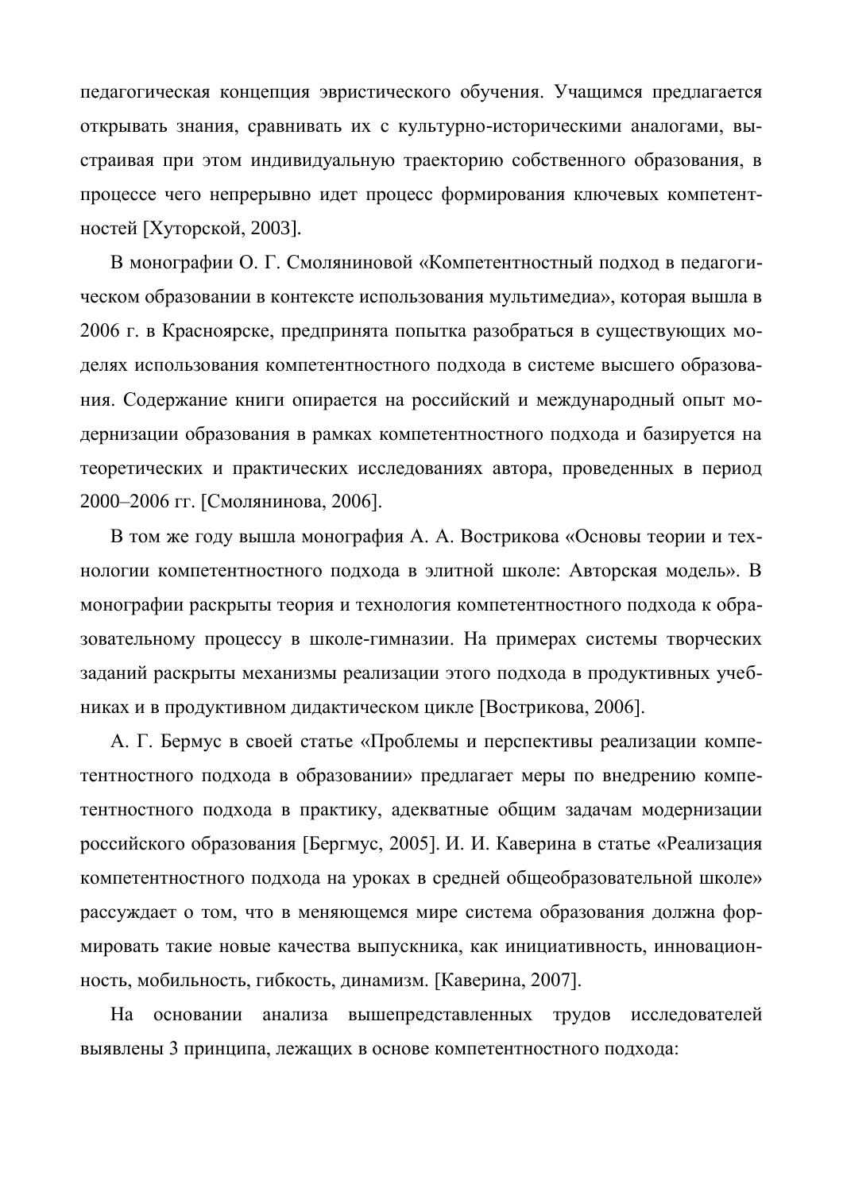педагогическая концепция эвристического обучения. Учащимся предлагается открывать знания, сравнивать их с культурно-историческими аналогами, выстраивая при этом индивидуальную траекторию собственного образования, в процессе чего непрерывно идет процесс формирования ключевых компетентностей [Хуторской, 2003].

В монографии О. Г. Смоляниновой «Компетентностный подход в педагогическом образовании в контексте использования мультимедиа», которая вышла в 2006 г. в Красноярске, предпринята попытка разобраться в существующих моделях использования компетентностного подхода в системе высшего образования. Содержание книги опирается на российский и международный опыт модернизации образования в рамках компетентностного подхода и базируется на теоретических и практических исследованиях автора, проведенных в период 2000–2006 гг. [Смолянинова, 2006].

В том же году вышла монография А. А. Вострикова «Основы теории и технологии компетентностного подхода в элитной школе: Авторская модель». В монографии раскрыты теория и технология компетентностного подхода к образовательному процессу в школе-гимназии. На примерах системы творческих заданий раскрыты механизмы реализации этого подхода в продуктивных учебниках и в продуктивном дидактическом цикле [Вострикова, 2006].

А. Г. Бермус в своей статье «Проблемы и перспективы реализации компетентностного подхода в образовании» предлагает меры по внедрению компетентностного подхода в практику, адекватные общим задачам модернизации российского образования [Бергмус, 2005]. И. И. Каверина в статье «Реализация компетентностного подхода на уроках в средней общеобразовательной школе» рассуждает о том, что в меняющемся мире система образования должна формировать такие новые качества выпускника, как инициативность, инновационность, мобильность, гибкость, динамизм. [Каверина, 2007].

На основании анализа вышепредставленных трудов исследователей выявлены 3 принципа, лежащих в основе компетентностного подхода: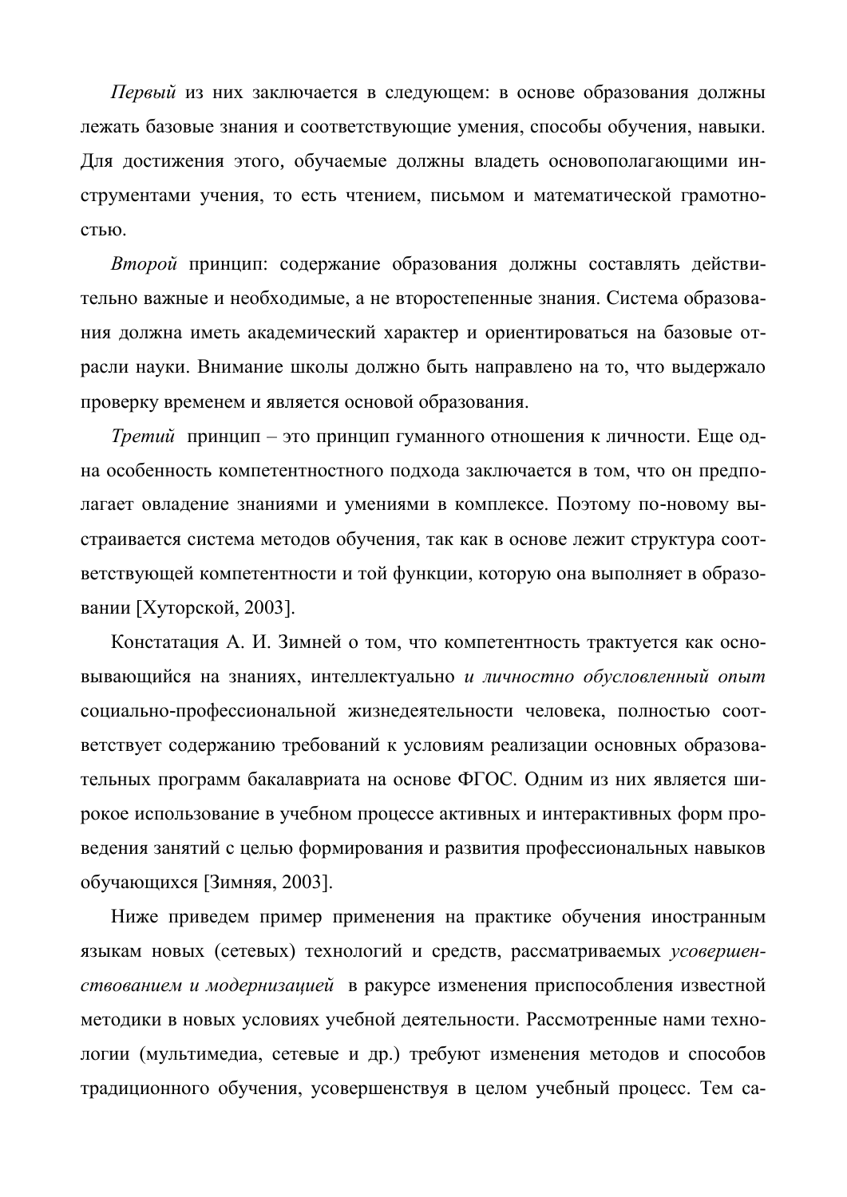*Первый* из них заключается в следующем: в основе образования должны лежать базовые знания и соответствующие умения, способы обучения, навыки. Для достижения этого, обучаемые должны владеть основополагающими инструментами учения, то есть чтением, письмом и математической грамотностью.

*Второй* принцип: содержание образования должны составлять действительно важные и необходимые, а не второстепенные знания. Система образования должна иметь академический характер и ориентироваться на базовые отрасли науки. Внимание школы должно быть направлено на то, что выдержало проверку временем и является основой образования.

*Третий* принцип – это принцип гуманного отношения к личности. Еще одна особенность компетентностного подхода заключается в том, что он предполагает овладение знаниями и умениями в комплексе. Поэтому по-новому выстраивается система методов обучения, так как в основе лежит структура соответствующей компетентности и той функции, которую она выполняет в образовании [Хуторской, 2003].

Констатация А. И. Зимней о том, что компетентность трактуется как основывающийся на знаниях, интеллектуально *и личностно обусловленный опыт* социально-профессиональной жизнедеятельности человека, полностью соответствует содержанию требований к условиям реализации основных образовательных программ бакалавриата на основе ФГОС. Одним из них является широкое использование в учебном процессе активных и интерактивных форм проведения занятий с целью формирования и развития профессиональных навыков обучающихся [Зимняя, 2003].

Ниже приведем пример применения на практике обучения иностранным языкам новых (сетевых) технологий и средств, рассматриваемых *усовершенствованием и модернизацией* в ракурсе изменения приспособления известной методики в новых условиях учебной деятельности. Рассмотренные нами технологии (мультимедиа, сетевые и др.) требуют изменения методов и способов традиционного обучения, усовершенствуя в целом учебный процесс. Тем са-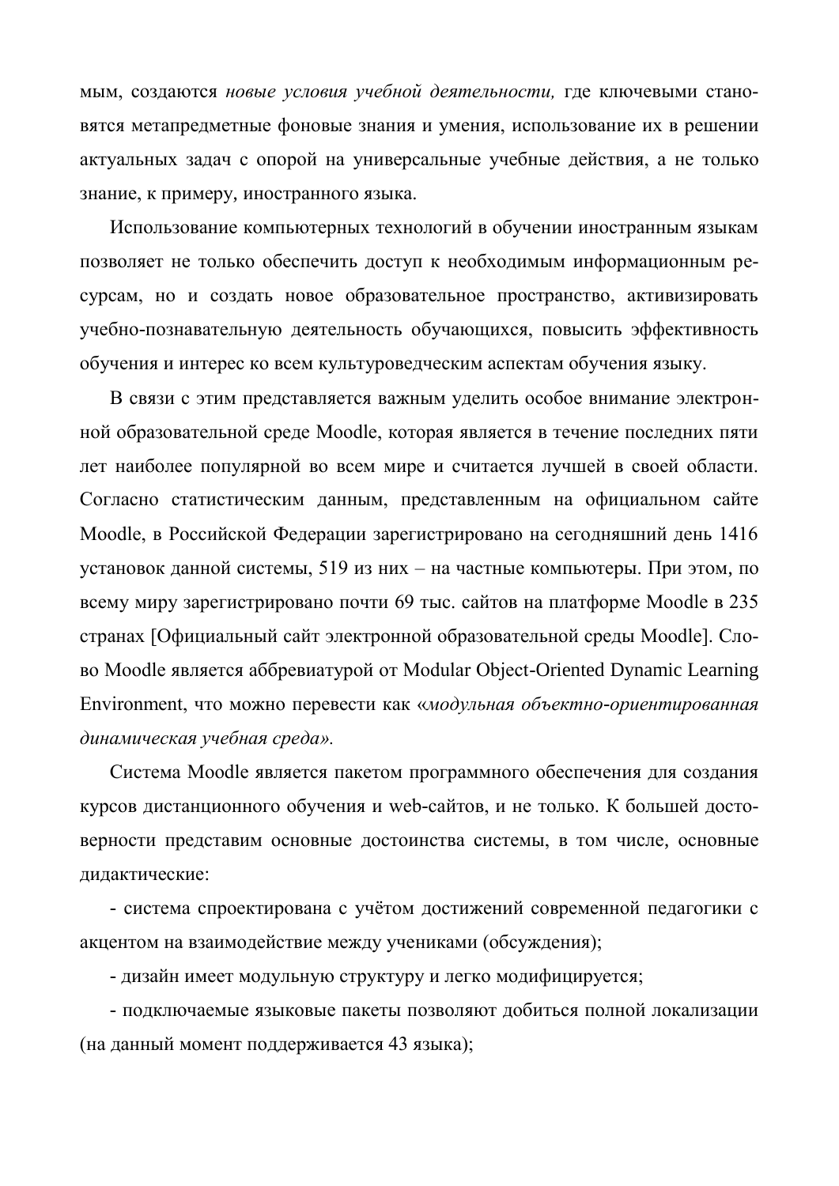мым, создаются *новые условия учебной деятельности,* где ключевыми становятся метапредметные фоновые знания и умения, использование их в решении актуальных задач с опорой на универсальные учебные действия, а не только знание, к примеру, иностранного языка.

Использование компьютерных технологий в обучении иностранным языкам позволяет не только обеспечить доступ к необходимым информационным ресурсам, но и создать новое образовательное пространство, активизировать учебно-познавательную деятельность обучающихся, повысить эффективность обучения и интерес ко всем культуроведческим аспектам обучения языку.

В связи с этим представляется важным уделить особое внимание электронной образовательной среде Moodle, которая является в течение последних пяти лет наиболее популярной во всем мире и считается лучшей в своей области. Согласно статистическим данным, представленным на официальном сайте Moodle, в Российской Федерации зарегистрировано на сегодняшний день 1416 установок данной системы, 519 из них – на частные компьютеры. При этом, по всему миру зарегистрировано почти 69 тыс. сайтов на платформе Moodle в 235 странах [Официальный сайт электронной образовательной среды Moodle]. Слово Moodle является аббревиатурой от Modular Object-Oriented Dynamic Learning Environment, что можно перевести как «*модульная объектно-ориентированная динамическая учебная среда*».

Система Moodle является пакетом программного обеспечения для создания курсов дистанционного обучения и web-сайтов, и не только. К большей достоверности представим основные достоинства системы, в том числе, основные дидактические:

- система спроектирована с учётом достижений современной педагогики с акцентом на взаимодействие между учениками (обсуждения);
- дизайн имеет модульную структуру и легко модифицируется;
- подключаемые языковые пакеты позволяют добиться полной локализации (на данный момент поддерживается 43 языка);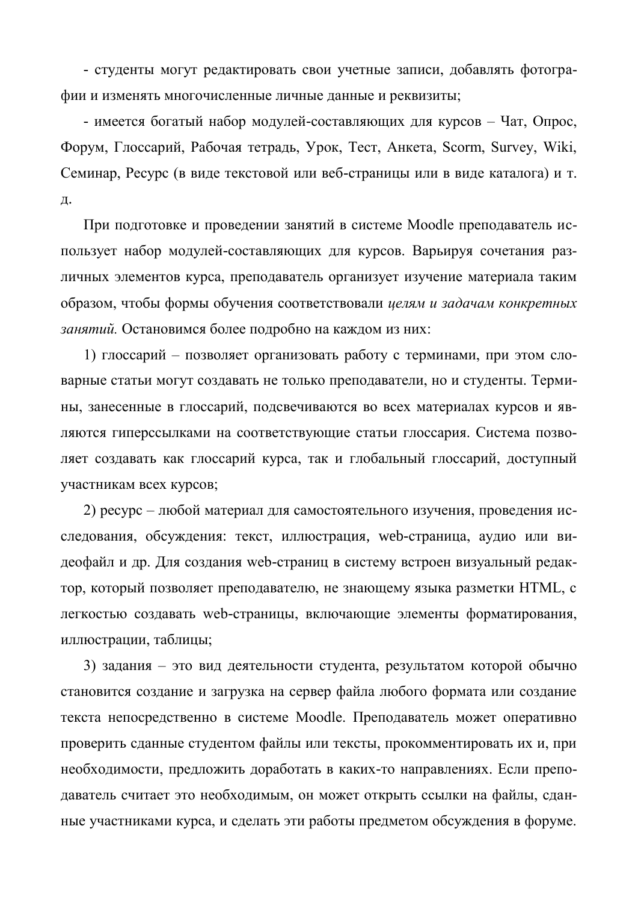- студенты могут редактировать свои учетные записи, добавлять фотографии и изменять многочисленные личные данные и реквизиты;

- имеется богатый набор модулей-составляющих для курсов – Чат, Опрос, Форум, Глоссарий, Рабочая тетрадь, Урок, Тест, Анкета, Scorm, Survey, Wiki, Семинар, Ресурс (в виде текстовой или веб-страницы или в виде каталога) и т. д.

При подготовке и проведении занятий в системе Moodle преподаватель использует набор модулей-составляющих для курсов. Варьируя сочетания различных элементов курса, преподаватель организует изучение материала таким образом, чтобы формы обучения соответствовали *целям и задачам конкретных занятий.* Остановимся более подробно на каждом из них:

1) глоссарий – позволяет организовать работу с терминами, при этом словарные статьи могут создавать не только преподаватели, но и студенты. Термины, занесенные в глоссарий, подсвечиваются во всех материалах курсов и являются гиперссылками на соответствующие статьи глоссария. Система позволяет создавать как глоссарий курса, так и глобальный глоссарий, доступный участникам всех курсов;

2) ресурс – любой материал для самостоятельного изучения, проведения исследования, обсуждения: текст, иллюстрация, web-страница, аудио или видеофайл и др. Для создания web-страниц в систему встроен визуальный редактор, который позволяет преподавателю, не знающему языка разметки HTML, с легкостью создавать web-страницы, включающие элементы форматирования, иллюстрации, таблицы;

3) задания – это вид деятельности студента, результатом которой обычно становится создание и загрузка на сервер файла любого формата или создание текста непосредственно в системе Moodle. Преподаватель может оперативно проверить сданные студентом файлы или тексты, прокомментировать их и, при необходимости, предложить доработать в каких-то направлениях. Если преподаватель считает это необходимым, он может открыть ссылки на файлы, сданные участниками курса, и сделать эти работы предметом обсуждения в форуме.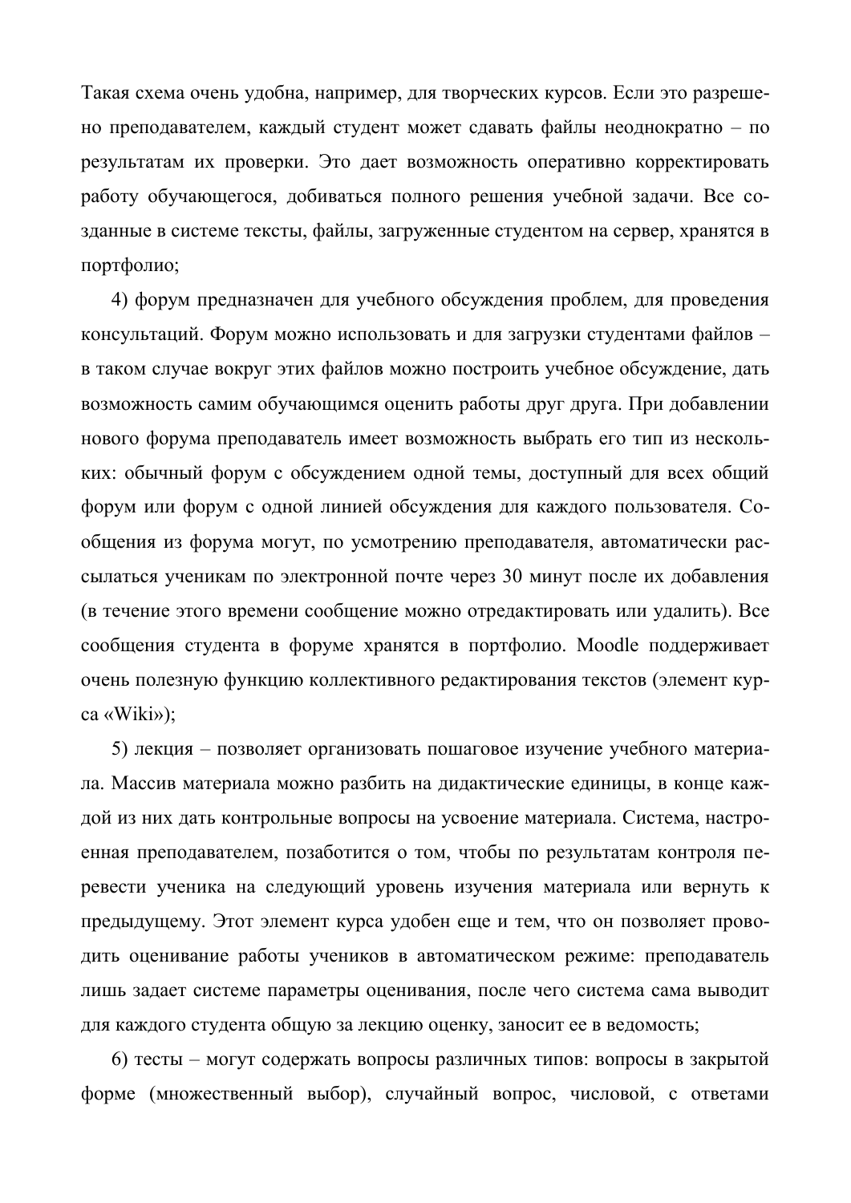Такая схема очень удобна, например, для творческих курсов. Если это разрешено преподавателем, каждый студент может сдавать файлы неоднократно – по результатам их проверки. Это дает возможность оперативно корректировать работу обучающегося, добиваться полного решения учебной задачи. Все созданные в системе тексты, файлы, загруженные студентом на сервер, хранятся в портфолио;

4) форум предназначен для учебного обсуждения проблем, для проведения консультаций. Форум можно использовать и для загрузки студентами файлов – в таком случае вокруг этих файлов можно построить учебное обсуждение, дать возможность самим обучающимся оценить работы друг друга. При добавлении нового форума преподаватель имеет возможность выбрать его тип из нескольких: обычный форум с обсуждением одной темы, доступный для всех общий форум или форум с одной линией обсуждения для каждого пользователя. Сообщения из форума могут, по усмотрению преподавателя, автоматически рассылаться ученикам по электронной почте через 30 минут после их добавления (в течение этого времени сообщение можно отредактировать или удалить). Все сообщения студента в форуме хранятся в портфолио. Moodle поддерживает очень полезную функцию коллективного редактирования текстов (элемент курса «Wiki»);

5) лекция – позволяет организовать пошаговое изучение учебного материала. Массив материала можно разбить на дидактические единицы, в конце каждой из них дать контрольные вопросы на усвоение материала. Система, настроенная преподавателем, позаботится о том, чтобы по результатам контроля перевести ученика на следующий уровень изучения материала или вернуть к предыдущему. Этот элемент курса удобен еще и тем, что он позволяет проводить оценивание работы учеников в автоматическом режиме: преподаватель лишь задает системе параметры оценивания, после чего система сама выводит для каждого студента общую за лекцию оценку, заносит ее в ведомость;

6) тесты – могут содержать вопросы различных типов: вопросы в закрытой форме (множественный выбор), случайный вопрос, числовой, с ответами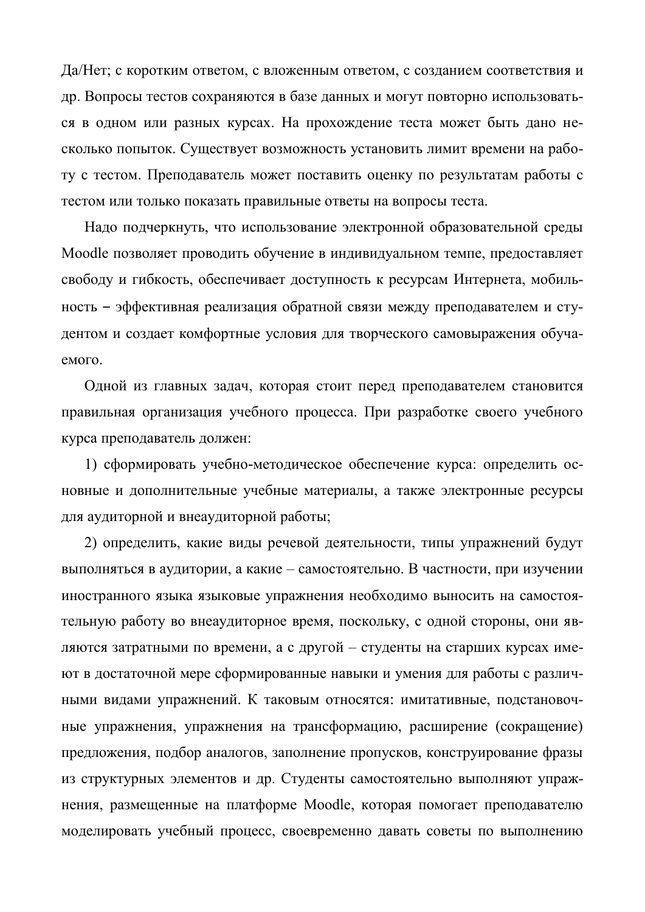Да/Нет; с коротким ответом, с вложенным ответом, с созданием соответствия и др. Вопросы тестов сохраняются в базе данных и могут повторно использоваться в одном или разных курсах. На прохождение теста может быть дано несколько попыток. Существует возможность установить лимит времени на работу с тестом. Преподаватель может поставить оценку по результатам работы с тестом или только показать правильные ответы на вопросы теста.

Надо подчеркнуть, что использование электронной образовательной среды Moodle позволяет проводить обучение в индивидуальном темпе, предоставляет свободу и гибкость, обеспечивает доступность к ресурсам Интернета, мобильность – эффективная реализация обратной связи между преподавателем и студентом и создает комфортные условия для творческого самовыражения обучаемого.

Одной из главных задач, которая стоит перед преподавателем становится правильная организация учебного процесса. При разработке своего учебного курса преподаватель должен:

1) сформировать учебно-методическое обеспечение курса: определить основные и дополнительные учебные материалы, а также электронные ресурсы для аудиторной и внеаудиторной работы;

2) определить, какие виды речевой деятельности, типы упражнений будут выполняться в аудитории, а какие – самостоятельно. В частности, при изучении иностранного языка языковые упражнения необходимо выносить на самостоятельную работу во внеаудиторное время, поскольку, с одной стороны, они являются затратными по времени, а с другой – студенты на старших курсах имеют в достаточной мере сформированные навыки и умения для работы с различными видами упражнений. К таковым относятся: имитативные, подстановочные упражнения, упражнения на трансформацию, расширение (сокращение) предложения, подбор аналогов, заполнение пропусков, конструирование фразы из структурных элементов и др. Студенты самостоятельно выполняют упражнения, размещенные на платформе Moodle, которая помогает преподавателю моделировать учебный процесс, своевременно давать советы по выполнению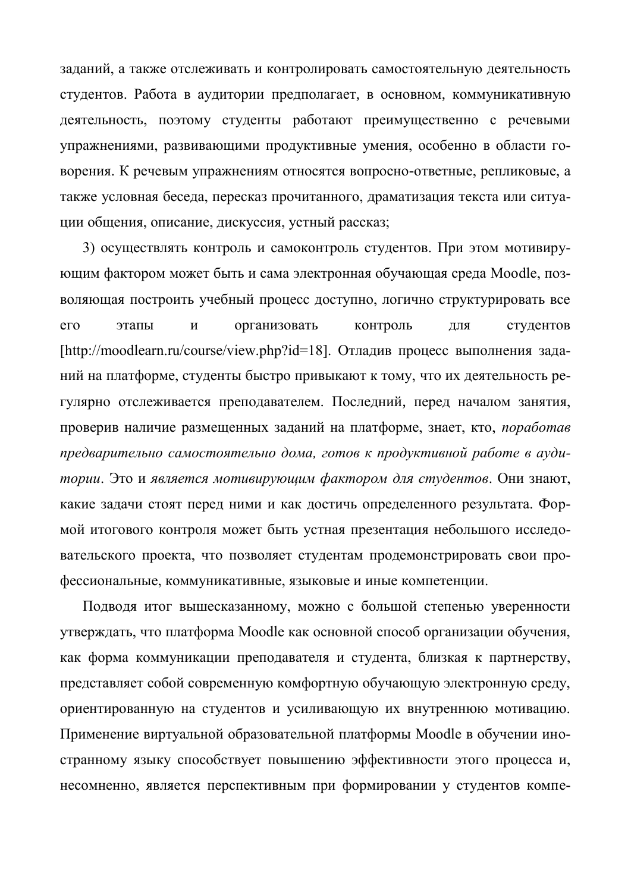заданий, а также отслеживать и контролировать самостоятельную деятельность студентов. Работа в аудитории предполагает, в основном, коммуникативную деятельность, поэтому студенты работают преимущественно с речевыми упражнениями, развивающими продуктивные умения, особенно в области говорения. К речевым упражнениям относятся вопросно-ответные, репликовые, а также условная беседа, пересказ прочитанного, драматизация текста или ситуации общения, описание, дискуссия, устный рассказ;

3) осуществлять контроль и самоконтроль студентов. При этом мотивирующим фактором может быть и сама электронная обучающая среда Moodle, позволяющая построить учебный процесс доступно, логично структурировать все его этапы и организовать контроль для студентов [http://moodlearn.ru/course/view.php?id=18]. Отладив процесс выполнения заданий на платформе, студенты быстро привыкают к тому, что их деятельность регулярно отслеживается преподавателем. Последний, перед началом занятия, проверив наличие размещенных заданий на платформе, знает, кто, *поработав предварительно самостоятельно дома, готов к продуктивной работе в аудитории*. Это и *является мотивирующим фактором для студентов*. Они знают, какие задачи стоят перед ними и как достичь определенного результата. Формой итогового контроля может быть устная презентация небольшого исследовательского проекта, что позволяет студентам продемонстрировать свои профессиональные, коммуникативные, языковые и иные компетенции.

Подводя итог вышесказанному, можно с большой степенью уверенности утверждать, что платформа Moodle как основной способ организации обучения, как форма коммуникации преподавателя и студента, близкая к партнерству, представляет собой современную комфортную обучающую электронную среду, ориентированную на студентов и усиливающую их внутреннюю мотивацию. Применение виртуальной образовательной платформы Moodle в обучении иностранному языку способствует повышению эффективности этого процесса и, несомненно, является перспективным при формировании у студентов компе-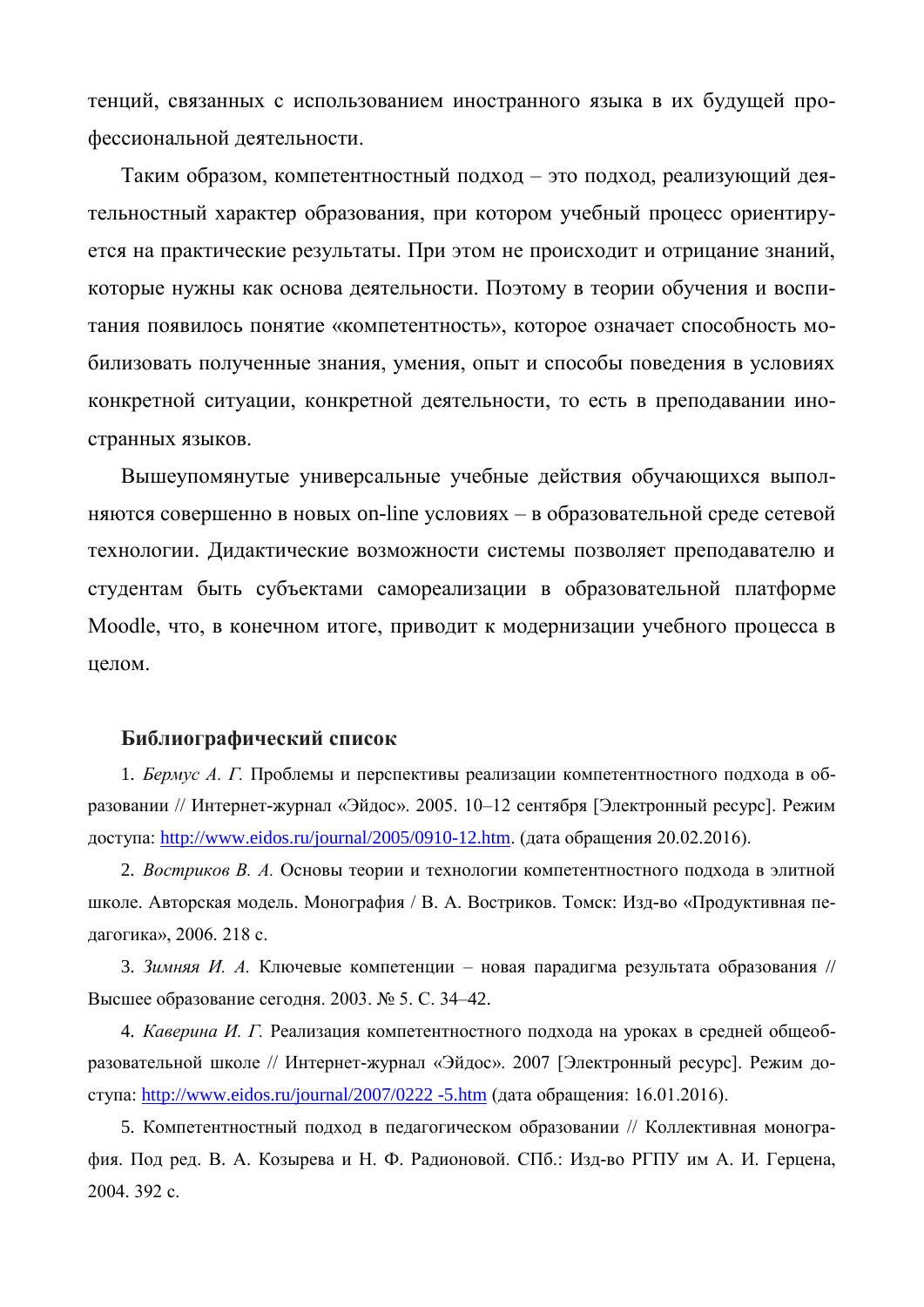тенций, связанных с использованием иностранного языка в их будущей профессиональной деятельности.

Таким образом, компетентностный подход – это подход, реализующий деятельностный характер образования, при котором учебный процесс ориентируется на практические результаты. При этом не происходит и отрицание знаний, которые нужны как основа деятельности. Поэтому в теории обучения и воспитания появилось понятие «компетентность», которое означает способность мобилизовать полученные знания, умения, опыт и способы поведения в условиях конкретной ситуации, конкретной деятельности, то есть в преподавании иностранных языков.

Вышеупомянутые универсальные учебные действия обучающихся выполняются совершенно в новых on-line условиях – в образовательной среде сетевой технологии. Дидактические возможности системы позволяет преподавателю и студентам быть субъектами самореализации в образовательной платформе Moodle, что, в конечном итоге, приводит к модернизации учебного процесса в целом.

### Библиографический список

1. *Бермус А. Г.* Проблемы и перспективы реализации компетентностного подхода в образовании // Интернет-журнал «Эйдос». 2005. 10–12 сентября [Электронный ресурс]. Режим доступа: http://www.eidos.ru/journal/2005/0910-12.htm. (дата обращения 20.02.2016).

2. *Востриков В. А.* Основы теории и технологии компетентностного подхода в элитной школе. Авторская модель. Монография / В. А. Востриков. Томск: Изд-во «Продуктивная педагогика», 2006. 218 с.

3. *Зимняя И. А.* Ключевые компетенции – новая парадигма результата образования // Высшее образование сегодня. 2003. № 5. С. 34–42.

4. *Каверина И. Г.* Реализация компетентностного подхода на уроках в средней общеобразовательной школе // Интернет-журнал «Эйдос». 2007 [Электронный ресурс]. Режим доступа: http://www.eidos.ru/journal/2007/0222 -5.htm (дата обращения: 16.01.2016).

5. Компетентностный подход в педагогическом образовании // Коллективная монография. Под ред. В. А. Козырева и Н. Ф. Радионовой. СПб.: Изд-во РГПУ им А. И. Герцена, 2004. 392 с.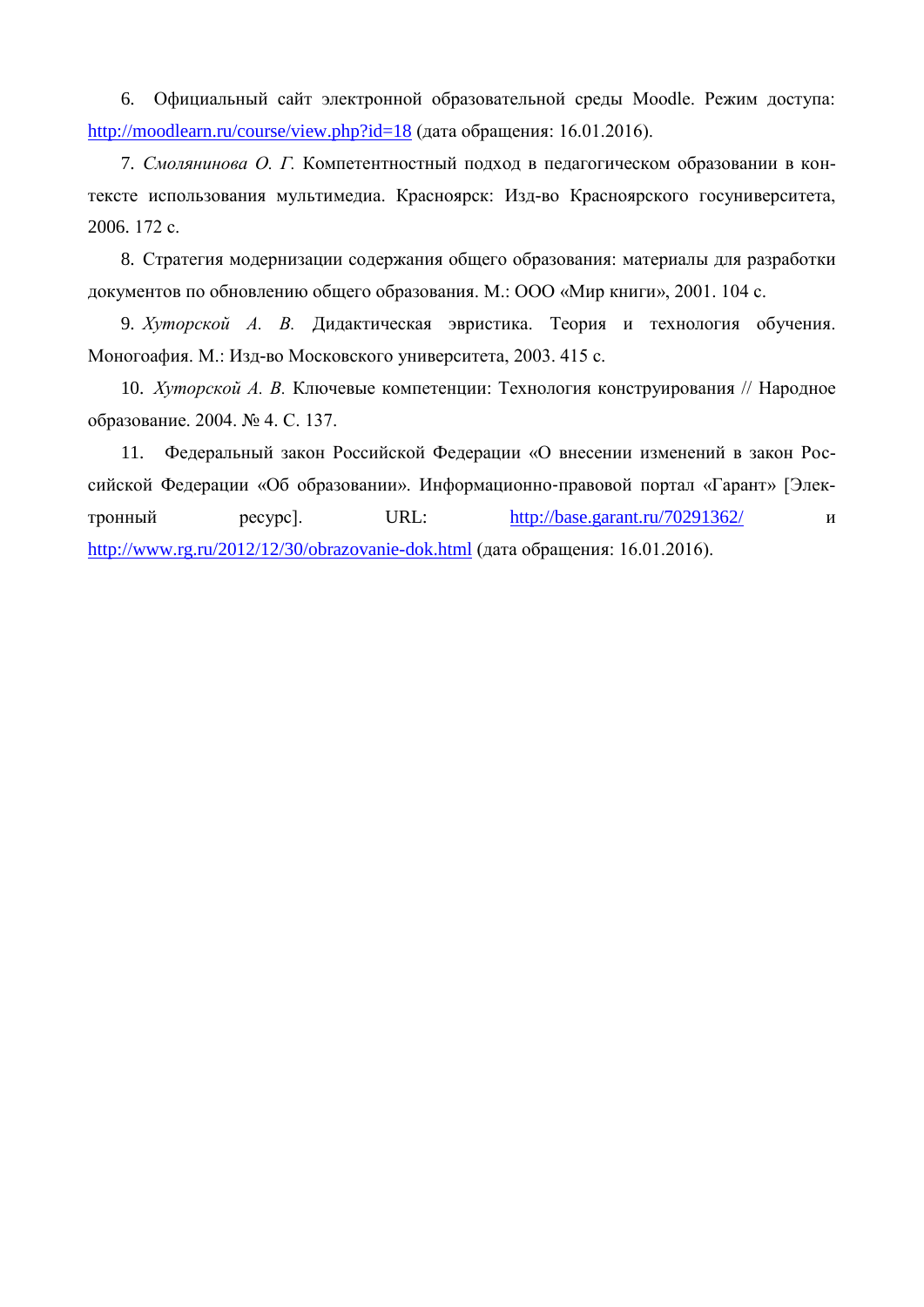6. Официальный сайт электронной образовательной среды Moodle. Режим доступа: http://moodlearn.ru/course/view.php?id=18 (дата обращения: 16.01.2016).

7. *Смолянинова О. Г.* Компетентностный подход в педагогическом образовании в контексте использования мультимедиа. Красноярск: Изд-во Красноярского госуниверситета, 2006. 172 с.

8. Стратегия модернизации содержания общего образования: материалы для разработки документов по обновлению общего образования. М.: ООО «Мир книги», 2001. 104 с.

9. *Хуторской А. В.* Дидактическая эвристика. Теория и технология обучения. Моногоафия. М.: Изд-во Московского университета, 2003. 415 с.

10. *Хуторской А. В.* Ключевые компетенции: Технология конструирования // Народное образование. 2004. № 4. С. 137.

11. Федеральный закон Российской Федерации «О внесении изменений в закон Российской Федерации «Об образовании». Информационно-правовой портал «Гарант» [Электронный ресурс]. URL: http://base.garant.ru/70291362/ и http://www.rg.ru/2012/12/30/obrazovanie-dok.html (дата обращения: 16.01.2016).